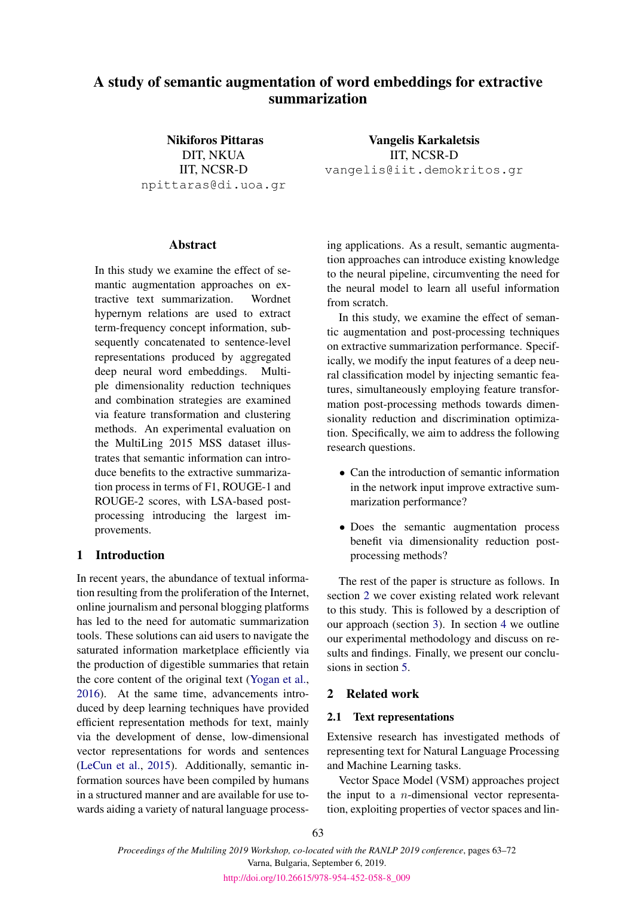# A study of semantic augmentation of word embeddings for extractive summarization

**Nikiforos Pittaras**
DIT, NKUA
IIT, NCSR-D
npittaras@di.uoa.gr

**Vangelis Karkaletsis**
IIT, NCSR-D
vangelis@iit.demokritos.gr

## Abstract

In this study we examine the effect of semantic augmentation approaches on extractive text summarization. Wordnet hypernym relations are used to extract term-frequency concept information, subsequently concatenated to sentence-level representations produced by aggregated deep neural word embeddings. Multiple dimensionality reduction techniques and combination strategies are examined via feature transformation and clustering methods. An experimental evaluation on the MultiLing 2015 MSS dataset illustrates that semantic information can introduce benefits to the extractive summarization process in terms of F1, ROUGE-1 and ROUGE-2 scores, with LSA-based post-processing introducing the largest improvements.

## 1 Introduction

In recent years, the abundance of textual information resulting from the proliferation of the Internet, online journalism and personal blogging platforms has led to the need for automatic summarization tools. These solutions can aid users to navigate the saturated information marketplace efficiently via the production of digestible summaries that retain the core content of the original text (Yogan et al., 2016). At the same time, advancements introduced by deep learning techniques have provided efficient representation methods for text, mainly via the development of dense, low-dimensional vector representations for words and sentences (LeCun et al., 2015). Additionally, semantic information sources have been compiled by humans in a structured manner and are available for use towards aiding a variety of natural language processing applications. As a result, semantic augmentation approaches can introduce existing knowledge to the neural pipeline, circumventing the need for the neural model to learn all useful information from scratch.

In this study, we examine the effect of semantic augmentation and post-processing techniques on extractive summarization performance. Specifically, we modify the input features of a deep neural classification model by injecting semantic features, simultaneously employing feature transformation post-processing methods towards dimensionality reduction and discrimination optimization. Specifically, we aim to address the following research questions.

- Can the introduction of semantic information in the network input improve extractive summarization performance?
- Does the semantic augmentation process benefit via dimensionality reduction post-processing methods?

The rest of the paper is structure as follows. In section 2 we cover existing related work relevant to this study. This is followed by a description of our approach (section 3). In section 4 we outline our experimental methodology and discuss on results and findings. Finally, we present our conclusions in section 5.

## 2 Related work

### 2.1 Text representations

Extensive research has investigated methods of representing text for Natural Language Processing and Machine Learning tasks.

Vector Space Model (VSM) approaches project the input to a $n$-dimensional vector representation, exploiting properties of vector spaces and lin-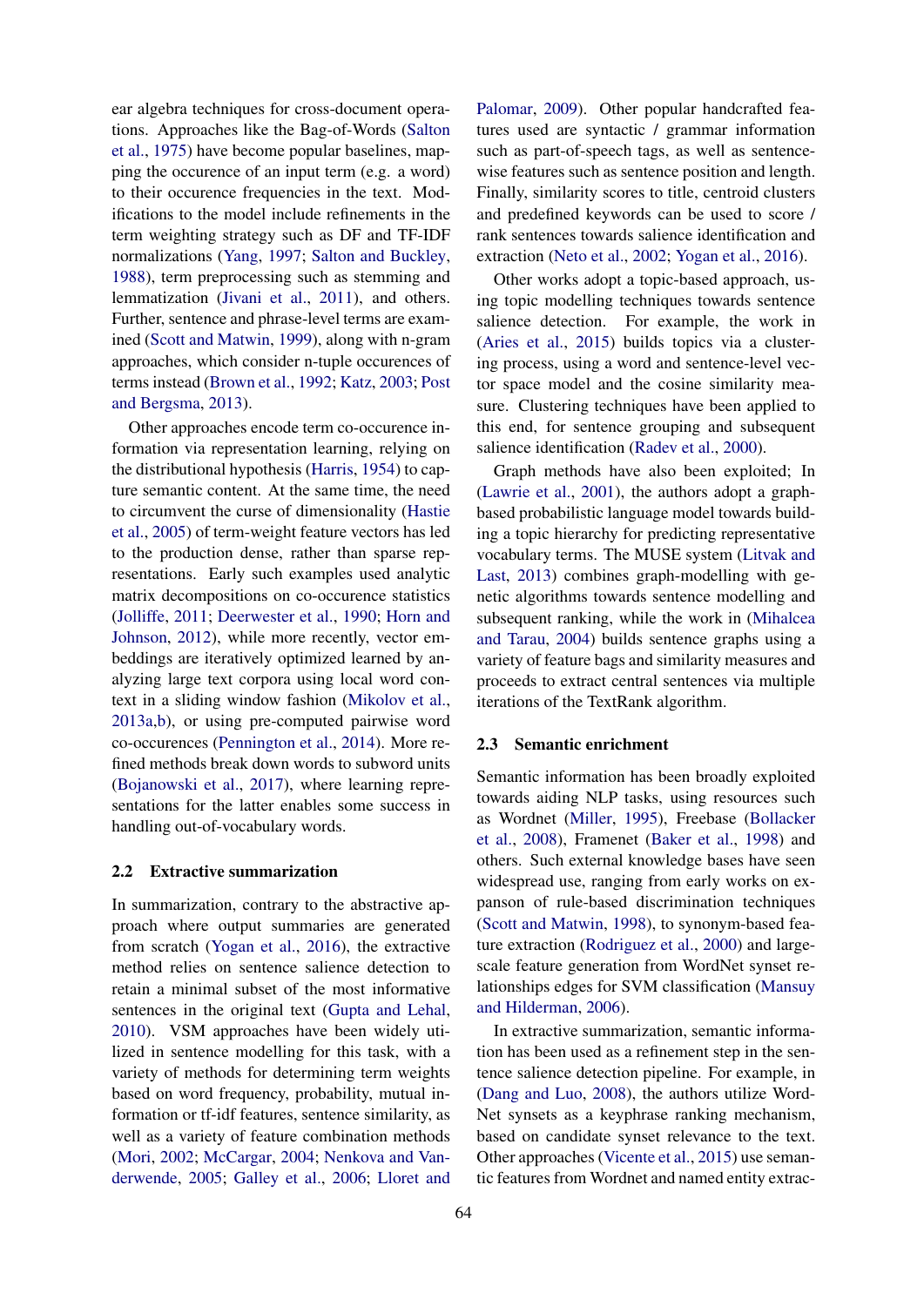ear algebra techniques for cross-document operations. Approaches like the Bag-of-Words (Salton et al., 1975) have become popular baselines, mapping the occurence of an input term (e.g. a word) to their occurence frequencies in the text. Modifications to the model include refinements in the term weighting strategy such as DF and TF-IDF normalizations (Yang, 1997; Salton and Buckley, 1988), term preprocessing such as stemming and lemmatization (Jivani et al., 2011), and others. Further, sentence and phrase-level terms are examined (Scott and Matwin, 1999), along with n-gram approaches, which consider n-tuple occurences of terms instead (Brown et al., 1992; Katz, 2003; Post and Bergsma, 2013).

Other approaches encode term co-occurence information via representation learning, relying on the distributional hypothesis (Harris, 1954) to capture semantic content. At the same time, the need to circumvent the curse of dimensionality (Hastie et al., 2005) of term-weight feature vectors has led to the production dense, rather than sparse representations. Early such examples used analytic matrix decompositions on co-occurence statistics (Jolliffe, 2011; Deerwester et al., 1990; Horn and Johnson, 2012), while more recently, vector embeddings are iteratively optimized learned by analyzing large text corpora using local word context in a sliding window fashion (Mikolov et al., 2013a,b), or using pre-computed pairwise word co-occurences (Pennington et al., 2014). More refined methods break down words to subword units (Bojanowski et al., 2017), where learning representations for the latter enables some success in handling out-of-vocabulary words.

## 2.2 Extractive summarization

In summarization, contrary to the abstractive approach where output summaries are generated from scratch (Yogan et al., 2016), the extractive method relies on sentence salience detection to retain a minimal subset of the most informative sentences in the original text (Gupta and Lehal, 2010). VSM approaches have been widely utilized in sentence modelling for this task, with a variety of methods for determining term weights based on word frequency, probability, mutual information or tf-idf features, sentence similarity, as well as a variety of feature combination methods (Mori, 2002; McCargar, 2004; Nenkova and Vanderwende, 2005; Galley et al., 2006; Lloret and Palomar, 2009). Other popular handcrafted features used are syntactic / grammar information such as part-of-speech tags, as well as sentence-wise features such as sentence position and length. Finally, similarity scores to title, centroid clusters and predefined keywords can be used to score / rank sentences towards salience identification and extraction (Neto et al., 2002; Yogan et al., 2016).

Other works adopt a topic-based approach, using topic modelling techniques towards sentence salience detection. For example, the work in (Aries et al., 2015) builds topics via a clustering process, using a word and sentence-level vector space model and the cosine similarity measure. Clustering techniques have been applied to this end, for sentence grouping and subsequent salience identification (Radev et al., 2000).

Graph methods have also been exploited; In (Lawrie et al., 2001), the authors adopt a graph-based probabilistic language model towards building a topic hierarchy for predicting representative vocabulary terms. The MUSE system (Litvak and Last, 2013) combines graph-modelling with genetic algorithms towards sentence modelling and subsequent ranking, while the work in (Mihalcea and Tarau, 2004) builds sentence graphs using a variety of feature bags and similarity measures and proceeds to extract central sentences via multiple iterations of the TextRank algorithm.

## 2.3 Semantic enrichment

Semantic information has been broadly exploited towards aiding NLP tasks, using resources such as Wordnet (Miller, 1995), Freebase (Bollacker et al., 2008), Framenet (Baker et al., 1998) and others. Such external knowledge bases have seen widespread use, ranging from early works on expanson of rule-based discrimination techniques (Scott and Matwin, 1998), to synonym-based feature extraction (Rodriguez et al., 2000) and large-scale feature generation from WordNet synset relationships edges for SVM classification (Mansuy and Hilderman, 2006).

In extractive summarization, semantic information has been used as a refinement step in the sentence salience detection pipeline. For example, in (Dang and Luo, 2008), the authors utilize WordNet synsets as a keyphrase ranking mechanism, based on candidate synset relevance to the text. Other approaches (Vicente et al., 2015) use semantic features from Wordnet and named entity extrac-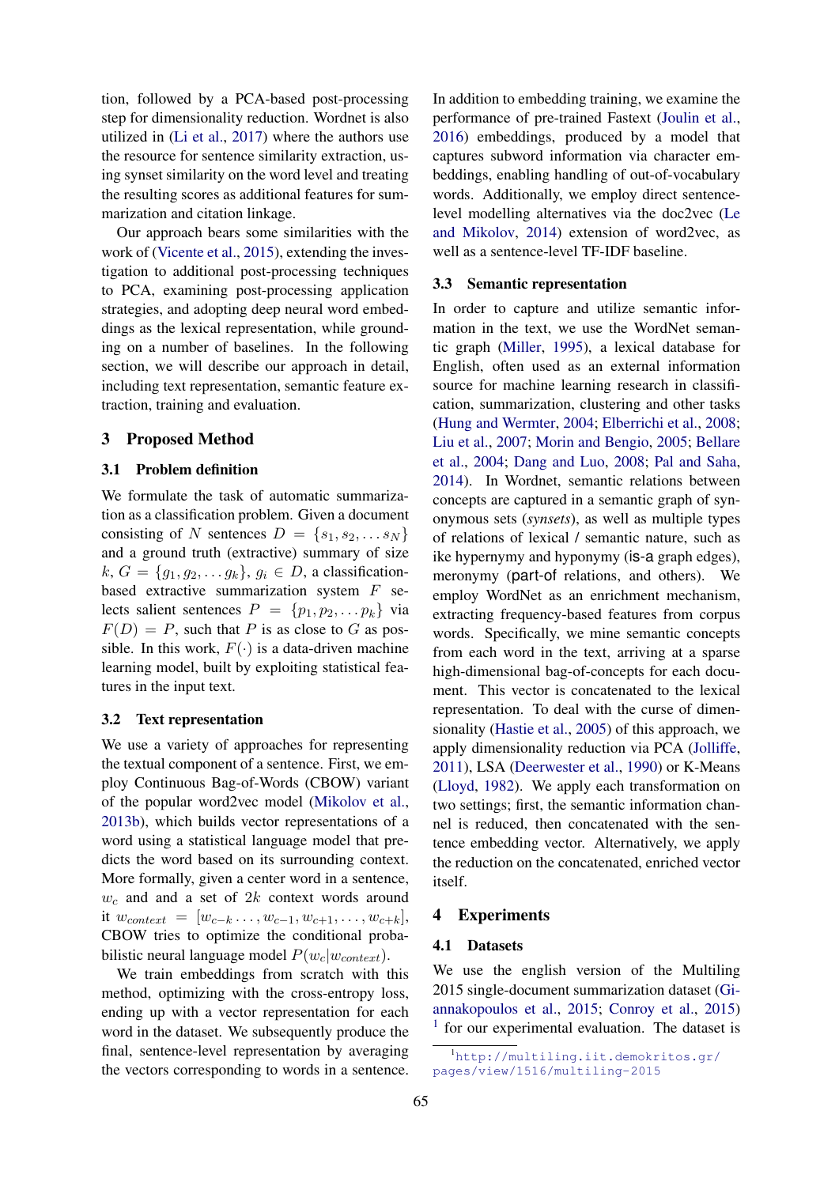tion, followed by a PCA-based post-processing step for dimensionality reduction. Wordnet is also utilized in (Li et al., 2017) where the authors use the resource for sentence similarity extraction, using synset similarity on the word level and treating the resulting scores as additional features for summarization and citation linkage.

Our approach bears some similarities with the work of (Vicente et al., 2015), extending the investigation to additional post-processing techniques to PCA, examining post-processing application strategies, and adopting deep neural word embeddings as the lexical representation, while grounding on a number of baselines. In the following section, we will describe our approach in detail, including text representation, semantic feature extraction, training and evaluation.

## 3 Proposed Method

### 3.1 Problem definition

We formulate the task of automatic summarization as a classification problem. Given a document consisting of $N$ sentences $D = \{s_1, s_2, \dots s_N\}$ and a ground truth (extractive) summary of size $k$, $G = \{g_1, g_2, \dots g_k\}$, $g_i \in D$, a classification-based extractive summarization system $F$ selects salient sentences $P = \{p_1, p_2, \dots p_k\}$ via $F(D) = P$, such that $P$ is as close to $G$ as possible. In this work, $F(\cdot)$ is a data-driven machine learning model, built by exploiting statistical features in the input text.

### 3.2 Text representation

We use a variety of approaches for representing the textual component of a sentence. First, we employ Continuous Bag-of-Words (CBOW) variant of the popular word2vec model (Mikolov et al., 2013b), which builds vector representations of a word using a statistical language model that predicts the word based on its surrounding context. More formally, given a center word in a sentence, $w_c$ and and a set of $2k$ context words around it $w_{context} = [w_{c-k} \dots, w_{c-1}, w_{c+1}, \dots, w_{c+k}]$, CBOW tries to optimize the conditional probabilistic neural language model $P(w_c | w_{context})$.

We train embeddings from scratch with this method, optimizing with the cross-entropy loss, ending up with a vector representation for each word in the dataset. We subsequently produce the final, sentence-level representation by averaging the vectors corresponding to words in a sentence. In addition to embedding training, we examine the performance of pre-trained Fastext (Joulin et al., 2016) embeddings, produced by a model that captures subword information via character embeddings, enabling handling of out-of-vocabulary words. Additionally, we employ direct sentence-level modelling alternatives via the doc2vec (Le and Mikolov, 2014) extension of word2vec, as well as a sentence-level TF-IDF baseline.

### 3.3 Semantic representation

In order to capture and utilize semantic information in the text, we use the WordNet semantic graph (Miller, 1995), a lexical database for English, often used as an external information source for machine learning research in classification, summarization, clustering and other tasks (Hung and Wermter, 2004; Elberrichi et al., 2008; Liu et al., 2007; Morin and Bengio, 2005; Bellare et al., 2004; Dang and Luo, 2008; Pal and Saha, 2014). In Wordnet, semantic relations between concepts are captured in a semantic graph of synonymous sets (*synsets*), as well as multiple types of relations of lexical / semantic nature, such as ike hypernymy and hyponymy (is-a graph edges), meronymy (part-of relations, and others). We employ WordNet as an enrichment mechanism, extracting frequency-based features from corpus words. Specifically, we mine semantic concepts from each word in the text, arriving at a sparse high-dimensional bag-of-concepts for each document. This vector is concatenated to the lexical representation. To deal with the curse of dimensionality (Hastie et al., 2005) of this approach, we apply dimensionality reduction via PCA (Jolliffe, 2011), LSA (Deerwester et al., 1990) or K-Means (Lloyd, 1982). We apply each transformation on two settings; first, the semantic information channel is reduced, then concatenated with the sentence embedding vector. Alternatively, we apply the reduction on the concatenated, enriched vector itself.

## 4 Experiments

### 4.1 Datasets

We use the english version of the Multiling 2015 single-document summarization dataset (Giannakopoulos et al., 2015; Conroy et al., 2015) [1] for our experimental evaluation. The dataset is

[1] http://multiling.iit.demokritos.gr/pages/view/1516/multiling-2015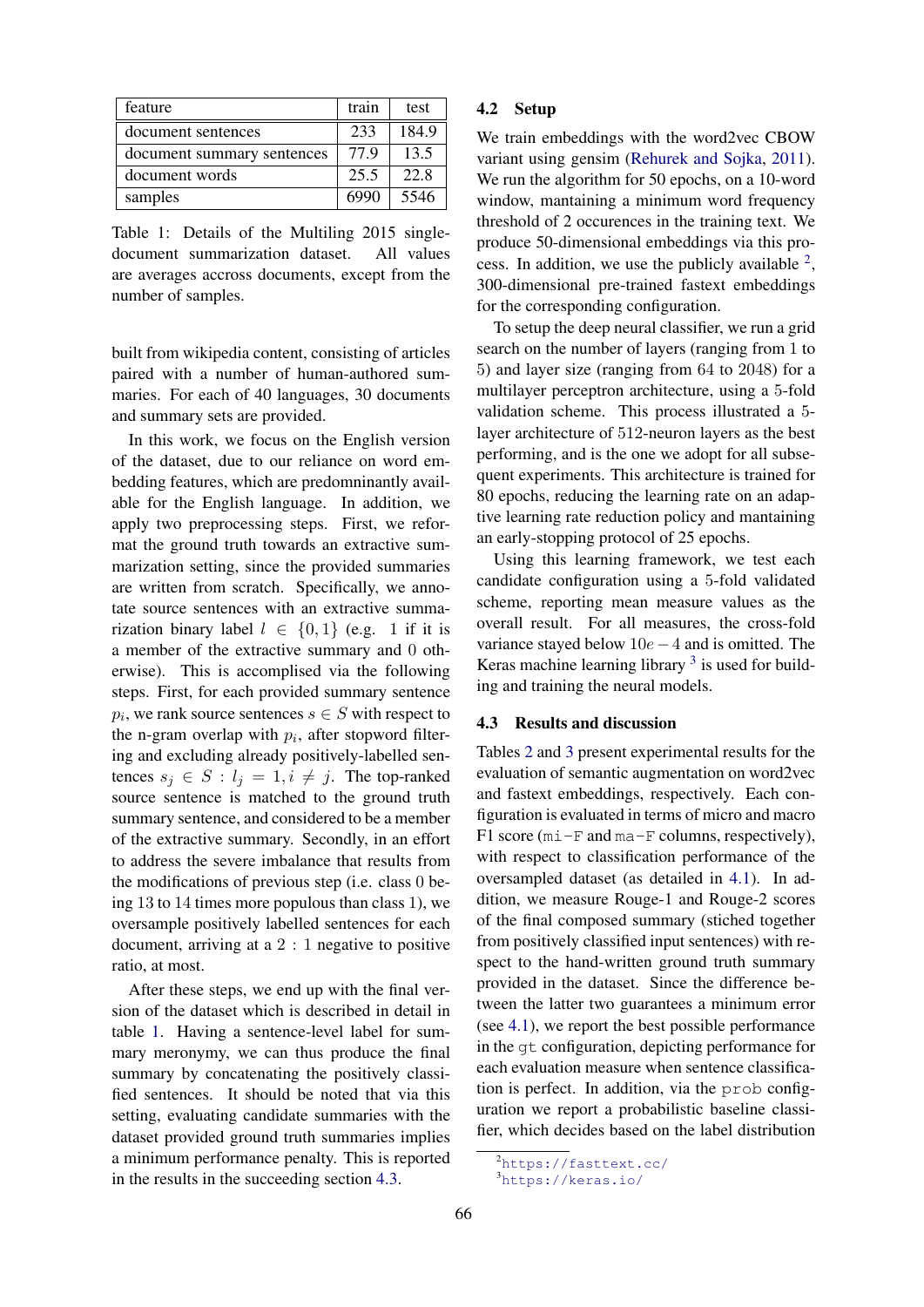| feature | train | test |
| --- | --- | --- |
| document sentences | 233 | 184.9 |
| document summary sentences | 77.9 | 13.5 |
| document words | 25.5 | 22.8 |
| samples | 6990 | 5546 |

Table 1: Details of the Multiling 2015 single-document summarization dataset. All values are averages accross documents, except from the number of samples.

built from wikipedia content, consisting of articles paired with a number of human-authored summaries. For each of 40 languages, 30 documents and summary sets are provided.

In this work, we focus on the English version of the dataset, due to our reliance on word embedding features, which are predomninantly available for the English language. In addition, we apply two preprocessing steps. First, we reformat the ground truth towards an extractive summarization setting, since the provided summaries are written from scratch. Specifically, we annotate source sentences with an extractive summarization binary label $l \in \{0, 1\}$ (e.g. 1 if it is a member of the extractive summary and 0 otherwise). This is accomplised via the following steps. First, for each provided summary sentence $p_i$, we rank source sentences $s \in S$ with respect to the n-gram overlap with $p_i$, after stopword filtering and excluding already positively-labelled sentences $s_j \in S : l_j = 1, i \neq j$. The top-ranked source sentence is matched to the ground truth summary sentence, and considered to be a member of the extractive summary. Secondly, in an effort to address the severe imbalance that results from the modifications of previous step (i.e. class 0 being 13 to 14 times more populous than class 1), we oversample positively labelled sentences for each document, arriving at a $2:1$ negative to positive ratio, at most.

After these steps, we end up with the final version of the dataset which is described in detail in table 1. Having a sentence-level label for summary meronymy, we can thus produce the final summary by concatenating the positively classified sentences. It should be noted that via this setting, evaluating candidate summaries with the dataset provided ground truth summaries implies a minimum performance penalty. This is reported in the results in the succeeding section 4.3.

## 4.2 Setup

We train embeddings with the word2vec CBOW variant using gensim (Rehurek and Sojka, 2011). We run the algorithm for 50 epochs, on a 10-word window, mantaining a minimum word frequency threshold of 2 occurences in the training text. We produce 50-dimensional embeddings via this process. In addition, we use the publicly available [2], 300-dimensional pre-trained fastext embeddings for the corresponding configuration.

To setup the deep neural classifier, we run a grid search on the number of layers (ranging from 1 to 5) and layer size (ranging from 64 to 2048) for a multilayer perceptron architecture, using a 5-fold validation scheme. This process illustrated a 5-layer architecture of 512-neuron layers as the best performing, and is the one we adopt for all subsequent experiments. This architecture is trained for 80 epochs, reducing the learning rate on an adaptive learning rate reduction policy and mantaining an early-stopping protocol of 25 epochs.

Using this learning framework, we test each candidate configuration using a 5-fold validated scheme, reporting mean measure values as the overall result. For all measures, the cross-fold variance stayed below $10e-4$ and is omitted. The Keras machine learning library [3] is used for building and training the neural models.

## 4.3 Results and discussion

Tables 2 and 3 present experimental results for the evaluation of semantic augmentation on word2vec and fastext embeddings, respectively. Each configuration is evaluated in terms of micro and macro F1 score (`mi-F` and `ma-F` columns, respectively), with respect to classification performance of the oversampled dataset (as detailed in 4.1). In addition, we measure Rouge-1 and Rouge-2 scores of the final composed summary (stiched together from positively classified input sentences) with respect to the hand-written ground truth summary provided in the dataset. Since the difference between the latter two guarantees a minimum error (see 4.1), we report the best possible performance in the `gt` configuration, depicting performance for each evaluation measure when sentence classification is perfect. In addition, via the `prob` configuration we report a probabilistic baseline classifier, which decides based on the label distribution

[2] https://fasttext.cc/

[3] https://keras.io/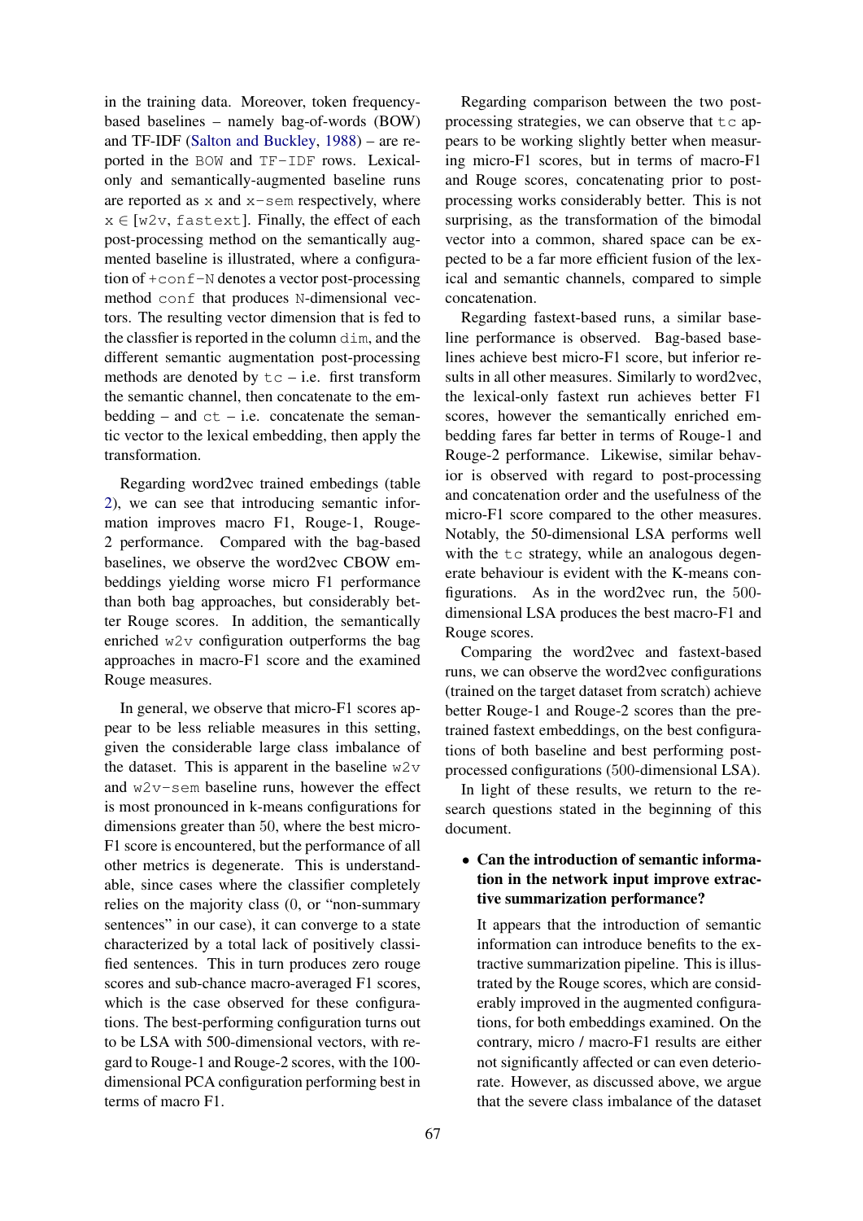in the training data. Moreover, token frequency-based baselines – namely bag-of-words (BOW) and TF-IDF (Salton and Buckley, 1988) – are reported in the `BOW` and `TF-IDF` rows. Lexical-only and semantically-augmented baseline runs are reported as `x` and `x-sem` respectively, where `x` $\in$ [`w2v`, `fastext`]. Finally, the effect of each post-processing method on the semantically augmented baseline is illustrated, where a configuration of `+conf-N` denotes a vector post-processing method `conf` that produces `N`-dimensional vectors. The resulting vector dimension that is fed to the classfier is reported in the column `dim`, and the different semantic augmentation post-processing methods are denoted by `tc` – i.e. first transform the semantic channel, then concatenate to the embedding – and `ct` – i.e. concatenate the semantic vector to the lexical embedding, then apply the transformation.

Regarding word2vec trained embedings (table 2), we can see that introducing semantic information improves macro F1, Rouge-1, Rouge-2 performance. Compared with the bag-based baselines, we observe the word2vec CBOW embeddings yielding worse micro F1 performance than both bag approaches, but considerably better Rouge scores. In addition, the semantically enriched `w2v` configuration outperforms the bag approaches in macro-F1 score and the examined Rouge measures.

In general, we observe that micro-F1 scores appear to be less reliable measures in this setting, given the considerable large class imbalance of the dataset. This is apparent in the baseline `w2v` and `w2v-sem` baseline runs, however the effect is most pronounced in k-means configurations for dimensions greater than 50, where the best micro-F1 score is encountered, but the performance of all other metrics is degenerate. This is understandable, since cases where the classifier completely relies on the majority class (0, or "non-summary sentences" in our case), it can converge to a state characterized by a total lack of positively classified sentences. This in turn produces zero rouge scores and sub-chance macro-averaged F1 scores, which is the case observed for these configurations. The best-performing configuration turns out to be LSA with 500-dimensional vectors, with regard to Rouge-1 and Rouge-2 scores, with the 100-dimensional PCA configuration performing best in terms of macro F1.

Regarding comparison between the two post-processing strategies, we can observe that `tc` appears to be working slightly better when measuring micro-F1 scores, but in terms of macro-F1 and Rouge scores, concatenating prior to post-processing works considerably better. This is not surprising, as the transformation of the bimodal vector into a common, shared space can be expected to be a far more efficient fusion of the lexical and semantic channels, compared to simple concatenation.

Regarding fastext-based runs, a similar baseline performance is observed. Bag-based baselines achieve best micro-F1 score, but inferior results in all other measures. Similarly to word2vec, the lexical-only fastext run achieves better F1 scores, however the semantically enriched embedding fares far better in terms of Rouge-1 and Rouge-2 performance. Likewise, similar behavior is observed with regard to post-processing and concatenation order and the usefulness of the micro-F1 score compared to the other measures. Notably, the 50-dimensional LSA performs well with the `tc` strategy, while an analogous degenerate behaviour is evident with the K-means configurations. As in the word2vec run, the 500-dimensional LSA produces the best macro-F1 and Rouge scores.

Comparing the word2vec and fastext-based runs, we can observe the word2vec configurations (trained on the target dataset from scratch) achieve better Rouge-1 and Rouge-2 scores than the pre-trained fastext embeddings, on the best configurations of both baseline and best performing post-processed configurations (500-dimensional LSA).

In light of these results, we return to the research questions stated in the beginning of this document.

- **Can the introduction of semantic information in the network input improve extractive summarization performance?**

  It appears that the introduction of semantic information can introduce benefits to the extractive summarization pipeline. This is illustrated by the Rouge scores, which are considerably improved in the augmented configurations, for both embeddings examined. On the contrary, micro / macro-F1 results are either not significantly affected or can even deteriorate. However, as discussed above, we argue that the severe class imbalance of the dataset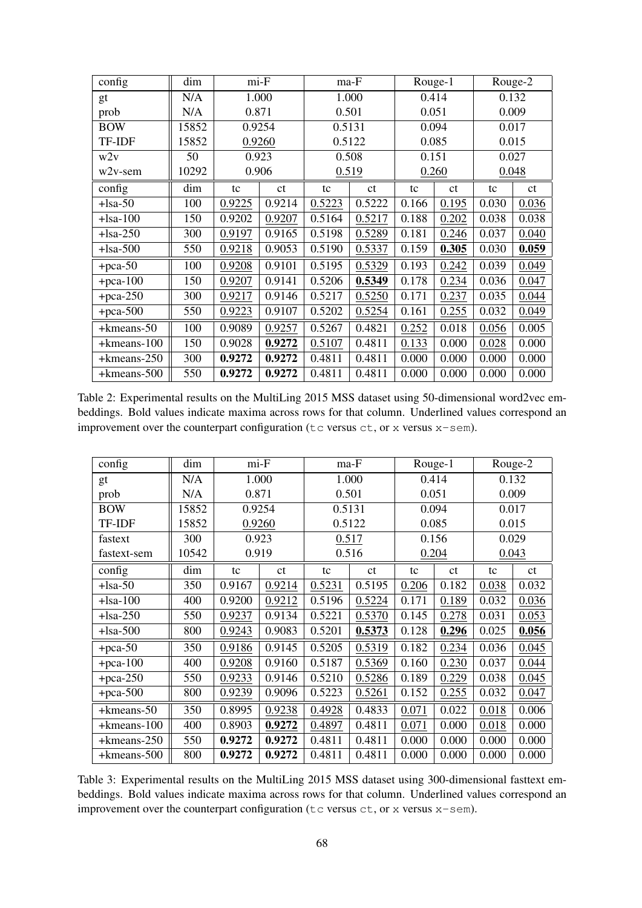| config | dim | mi-F | | ma-F | | Rouge-1 | | Rouge-2 | |
|---|---|---|---|---|---|---|---|---|---|
| gt | N/A | 1.000 | | 1.000 | | 0.414 | | 0.132 | |
| prob | N/A | 0.871 | | 0.501 | | 0.051 | | 0.009 | |
| BOW | 15852 | 0.9254 | | 0.5131 | | 0.094 | | 0.017 | |
| TF-IDF | 15852 | <u>0.9260</u> | | 0.5122 | | 0.085 | | 0.015 | |
| w2v | 50 | 0.923 | | 0.508 | | 0.151 | | 0.027 | |
| w2v-sem | 10292 | 0.906 | | <u>0.519</u> | | <u>0.260</u> | | <u>0.048</u> | |
| config | dim | tc | ct | tc | ct | tc | ct | tc | ct |
| +lsa-50 | 100 | <u>0.9225</u> | 0.9214 | <u>0.5223</u> | 0.5222 | 0.166 | <u>0.195</u> | 0.030 | <u>0.036</u> |
| +lsa-100 | 150 | 0.9202 | <u>0.9207</u> | 0.5164 | <u>0.5217</u> | 0.188 | <u>0.202</u> | 0.038 | 0.038 |
| +lsa-250 | 300 | <u>0.9197</u> | 0.9165 | 0.5198 | <u>0.5289</u> | 0.181 | <u>0.246</u> | 0.037 | <u>0.040</u> |
| +lsa-500 | 550 | <u>0.9218</u> | 0.9053 | 0.5190 | <u>0.5337</u> | 0.159 | **<u>0.305</u>** | 0.030 | **<u>0.059</u>** |
| +pca-50 | 100 | <u>0.9208</u> | 0.9101 | 0.5195 | <u>0.5329</u> | 0.193 | <u>0.242</u> | 0.039 | <u>0.049</u> |
| +pca-100 | 150 | <u>0.9207</u> | 0.9141 | 0.5206 | **<u>0.5349</u>** | 0.178 | <u>0.234</u> | 0.036 | <u>0.047</u> |
| +pca-250 | 300 | <u>0.9217</u> | 0.9146 | 0.5217 | <u>0.5250</u> | 0.171 | <u>0.237</u> | 0.035 | <u>0.044</u> |
| +pca-500 | 550 | <u>0.9223</u> | 0.9107 | 0.5202 | <u>0.5254</u> | 0.161 | <u>0.255</u> | 0.032 | <u>0.049</u> |
| +kmeans-50 | 100 | 0.9089 | <u>0.9257</u> | 0.5267 | 0.4821 | <u>0.252</u> | 0.018 | <u>0.056</u> | 0.005 |
| +kmeans-100 | 150 | 0.9028 | **<u>0.9272</u>** | <u>0.5107</u> | 0.4811 | <u>0.133</u> | 0.000 | <u>0.028</u> | 0.000 |
| +kmeans-250 | 300 | **0.9272** | **0.9272** | 0.4811 | 0.4811 | 0.000 | 0.000 | 0.000 | 0.000 |
| +kmeans-500 | 550 | **0.9272** | **0.9272** | 0.4811 | 0.4811 | 0.000 | 0.000 | 0.000 | 0.000 |

Table 2: Experimental results on the MultiLing 2015 MSS dataset using 50-dimensional word2vec embeddings. Bold values indicate maxima across rows for that column. Underlined values correspond an improvement over the counterpart configuration (`tc` versus `ct`, or `x` versus `x-sem`).

| config | dim | mi-F | | ma-F | | Rouge-1 | | Rouge-2 | |
|---|---|---|---|---|---|---|---|---|---|
| gt | N/A | 1.000 | | 1.000 | | 0.414 | | 0.132 | |
| prob | N/A | 0.871 | | 0.501 | | 0.051 | | 0.009 | |
| BOW | 15852 | 0.9254 | | 0.5131 | | 0.094 | | 0.017 | |
| TF-IDF | 15852 | <u>0.9260</u> | | 0.5122 | | 0.085 | | 0.015 | |
| fastext | 300 | 0.923 | | <u>0.517</u> | | 0.156 | | 0.029 | |
| fastext-sem | 10542 | 0.919 | | 0.516 | | <u>0.204</u> | | <u>0.043</u> | |
| config | dim | tc | ct | tc | ct | tc | ct | tc | ct |
| +lsa-50 | 350 | 0.9167 | <u>0.9214</u> | <u>0.5231</u> | 0.5195 | <u>0.206</u> | 0.182 | <u>0.038</u> | 0.032 |
| +lsa-100 | 400 | 0.9200 | <u>0.9212</u> | 0.5196 | <u>0.5224</u> | 0.171 | <u>0.189</u> | 0.032 | <u>0.036</u> |
| +lsa-250 | 550 | <u>0.9237</u> | 0.9134 | 0.5221 | <u>0.5370</u> | 0.145 | <u>0.278</u> | 0.031 | <u>0.053</u> |
| +lsa-500 | 800 | <u>0.9243</u> | 0.9083 | 0.5201 | **<u>0.5373</u>** | 0.128 | **<u>0.296</u>** | 0.025 | **<u>0.056</u>** |
| +pca-50 | 350 | <u>0.9186</u> | 0.9145 | 0.5205 | <u>0.5319</u> | 0.182 | <u>0.234</u> | 0.036 | <u>0.045</u> |
| +pca-100 | 400 | <u>0.9208</u> | 0.9160 | 0.5187 | <u>0.5369</u> | 0.160 | <u>0.230</u> | 0.037 | <u>0.044</u> |
| +pca-250 | 550 | <u>0.9233</u> | 0.9146 | 0.5210 | <u>0.5286</u> | 0.189 | <u>0.229</u> | 0.038 | <u>0.045</u> |
| +pca-500 | 800 | <u>0.9239</u> | 0.9096 | 0.5223 | <u>0.5261</u> | 0.152 | <u>0.255</u> | 0.032 | <u>0.047</u> |
| +kmeans-50 | 350 | 0.8995 | <u>0.9238</u> | <u>0.4928</u> | 0.4833 | <u>0.071</u> | 0.022 | <u>0.018</u> | 0.006 |
| +kmeans-100 | 400 | 0.8903 | **<u>0.9272</u>** | <u>0.4897</u> | 0.4811 | <u>0.071</u> | 0.000 | <u>0.018</u> | 0.000 |
| +kmeans-250 | 550 | **0.9272** | **0.9272** | 0.4811 | 0.4811 | 0.000 | 0.000 | 0.000 | 0.000 |
| +kmeans-500 | 800 | **0.9272** | **0.9272** | 0.4811 | 0.4811 | 0.000 | 0.000 | 0.000 | 0.000 |

Table 3: Experimental results on the MultiLing 2015 MSS dataset using 300-dimensional fasttext embeddings. Bold values indicate maxima across rows for that column. Underlined values correspond an improvement over the counterpart configuration (`tc` versus `ct`, or `x` versus `x-sem`).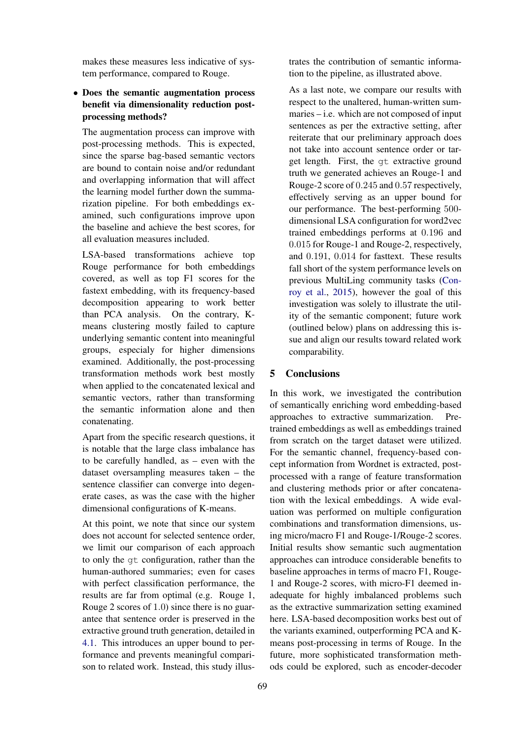makes these measures less indicative of system performance, compared to Rouge.

- **Does the semantic augmentation process benefit via dimensionality reduction post-processing methods?**

  The augmentation process can improve with post-processing methods. This is expected, since the sparse bag-based semantic vectors are bound to contain noise and/or redundant and overlapping information that will affect the learning model further down the summarization pipeline. For both embeddings examined, such configurations improve upon the baseline and achieve the best scores, for all evaluation measures included.

  LSA-based transformations achieve top Rouge performance for both embeddings covered, as well as top F1 scores for the fastext embedding, with its frequency-based decomposition appearing to work better than PCA analysis. On the contrary, K-means clustering mostly failed to capture underlying semantic content into meaningful groups, especialy for higher dimensions examined. Additionally, the post-processing transformation methods work best mostly when applied to the concatenated lexical and semantic vectors, rather than transforming the semantic information alone and then conatenating.

  Apart from the specific research questions, it is notable that the large class imbalance has to be carefully handled, as – even with the dataset oversampling measures taken – the sentence classifier can converge into degenerate cases, as was the case with the higher dimensional configurations of K-means.

  At this point, we note that since our system does not account for selected sentence order, we limit our comparison of each approach to only the `gt` configuration, rather than the human-authored summaries; even for cases with perfect classification performance, the results are far from optimal (e.g. Rouge 1, Rouge 2 scores of 1.0) since there is no guarantee that sentence order is preserved in the extractive ground truth generation, detailed in 4.1. This introduces an upper bound to performance and prevents meaningful comparison to related work. Instead, this study illustrates the contribution of semantic information to the pipeline, as illustrated above.

  As a last note, we compare our results with respect to the unaltered, human-written summaries – i.e. which are not composed of input sentences as per the extractive setting, after reiterate that our preliminary approach does not take into account sentence order or target length. First, the `gt` extractive ground truth we generated achieves an Rouge-1 and Rouge-2 score of 0.245 and 0.57 respectively, effectively serving as an upper bound for our performance. The best-performing 500-dimensional LSA configuration for word2vec trained embeddings performs at 0.196 and 0.015 for Rouge-1 and Rouge-2, respectively, and 0.191, 0.014 for fasttext. These results fall short of the system performance levels on previous MultiLing community tasks (Conroy et al., 2015), however the goal of this investigation was solely to illustrate the utility of the semantic component; future work (outlined below) plans on addressing this issue and align our results toward related work comparability.

## 5 Conclusions

In this work, we investigated the contribution of semantically enriching word embedding-based approaches to extractive summarization. Pre-trained embeddings as well as embeddings trained from scratch on the target dataset were utilized. For the semantic channel, frequency-based concept information from Wordnet is extracted, post-processed with a range of feature transformation and clustering methods prior or after concatenation with the lexical embeddings. A wide evaluation was performed on multiple configuration combinations and transformation dimensions, using micro/macro F1 and Rouge-1/Rouge-2 scores. Initial results show semantic such augmentation approaches can introduce considerable benefits to baseline approaches in terms of macro F1, Rouge-1 and Rouge-2 scores, with micro-F1 deemed inadequate for highly imbalanced problems such as the extractive summarization setting examined here. LSA-based decomposition works best out of the variants examined, outperforming PCA and K-means post-processing in terms of Rouge. In the future, more sophisticated transformation methods could be explored, such as encoder-decoder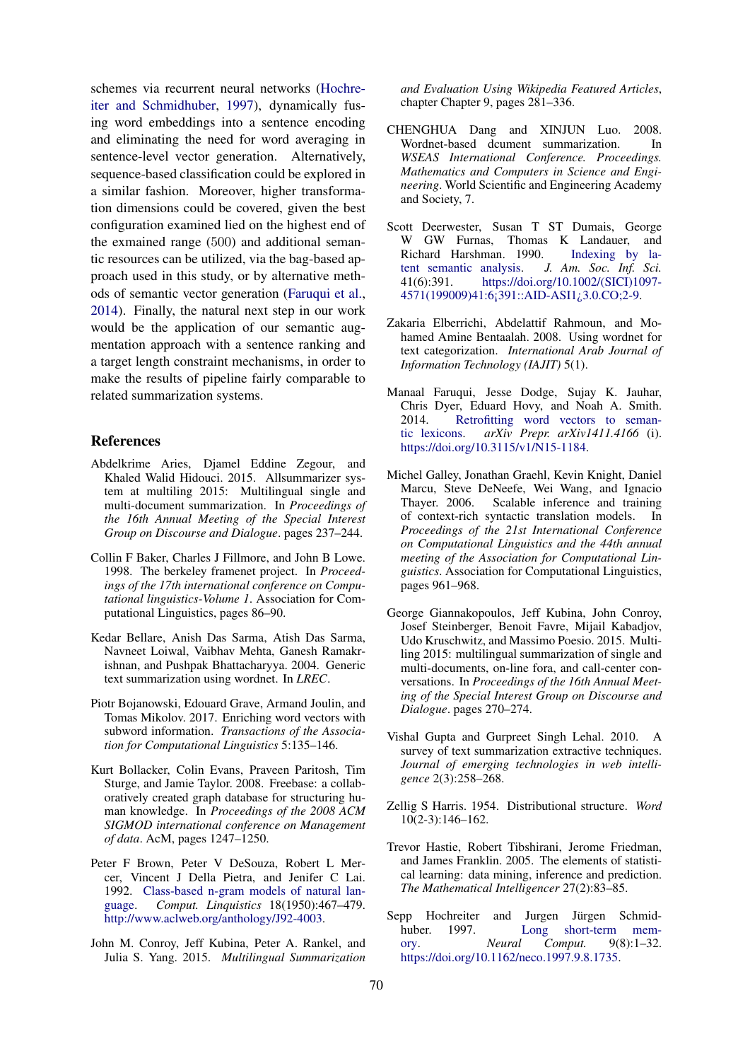schemes via recurrent neural networks (Hochreiter and Schmidhuber, 1997), dynamically fusing word embeddings into a sentence encoding and eliminating the need for word averaging in sentence-level vector generation. Alternatively, sequence-based classification could be explored in a similar fashion. Moreover, higher transformation dimensions could be covered, given the best configuration examined lied on the highest end of the exmained range (500) and additional semantic resources can be utilized, via the bag-based approach used in this study, or by alternative methods of semantic vector generation (Faruqui et al., 2014). Finally, the natural next step in our work would be the application of our semantic augmentation approach with a sentence ranking and a target length constraint mechanisms, in order to make the results of pipeline fairly comparable to related summarization systems.

## References

Abdelkrime Aries, Djamel Eddine Zegour, and Khaled Walid Hidouci. 2015. Allsummarizer system at multiling 2015: Multilingual single and multi-document summarization. In *Proceedings of the 16th Annual Meeting of the Special Interest Group on Discourse and Dialogue*. pages 237–244.

Collin F Baker, Charles J Fillmore, and John B Lowe. 1998. The berkeley framenet project. In *Proceedings of the 17th international conference on Computational linguistics-Volume 1*. Association for Computational Linguistics, pages 86–90.

Kedar Bellare, Anish Das Sarma, Atish Das Sarma, Navneet Loiwal, Vaibhav Mehta, Ganesh Ramakrishnan, and Pushpak Bhattacharyya. 2004. Generic text summarization using wordnet. In *LREC*.

Piotr Bojanowski, Edouard Grave, Armand Joulin, and Tomas Mikolov. 2017. Enriching word vectors with subword information. *Transactions of the Association for Computational Linguistics* 5:135–146.

Kurt Bollacker, Colin Evans, Praveen Paritosh, Tim Sturge, and Jamie Taylor. 2008. Freebase: a collaboratively created graph database for structuring human knowledge. In *Proceedings of the 2008 ACM SIGMOD international conference on Management of data*. AcM, pages 1247–1250.

Peter F Brown, Peter V DeSouza, Robert L Mercer, Vincent J Della Pietra, and Jenifer C Lai. 1992. Class-based n-gram models of natural language. *Comput. Linguistics* 18(1950):467–479. http://www.aclweb.org/anthology/J92-4003.

John M. Conroy, Jeff Kubina, Peter A. Rankel, and Julia S. Yang. 2015. *Multilingual Summarization and Evaluation Using Wikipedia Featured Articles*, chapter Chapter 9, pages 281–336.

CHENGHUA Dang and XINJUN Luo. 2008. Wordnet-based dcument summarization. In *WSEAS International Conference. Proceedings. Mathematics and Computers in Science and Engineering*. World Scientific and Engineering Academy and Society, 7.

Scott Deerwester, Susan T ST Dumais, George W GW Furnas, Thomas K Landauer, and Richard Harshman. 1990. Indexing by latent semantic analysis. *J. Am. Soc. Inf. Sci.* 41(6):391. https://doi.org/10.1002/(SICI)1097-4571(199009)41:6¡391::AID-ASI1¿3.0.CO;2-9.

Zakaria Elberrichi, Abdelattif Rahmoun, and Mohamed Amine Bentaalah. 2008. Using wordnet for text categorization. *International Arab Journal of Information Technology (IAJIT)* 5(1).

Manaal Faruqui, Jesse Dodge, Sujay K. Jauhar, Chris Dyer, Eduard Hovy, and Noah A. Smith. 2014. Retrofitting word vectors to semantic lexicons. *arXiv Prepr. arXiv1411.4166* (i). https://doi.org/10.3115/v1/N15-1184.

Michel Galley, Jonathan Graehl, Kevin Knight, Daniel Marcu, Steve DeNeefe, Wei Wang, and Ignacio Thayer. 2006. Scalable inference and training of context-rich syntactic translation models. In *Proceedings of the 21st International Conference on Computational Linguistics and the 44th annual meeting of the Association for Computational Linguistics*. Association for Computational Linguistics, pages 961–968.

George Giannakopoulos, Jeff Kubina, John Conroy, Josef Steinberger, Benoit Favre, Mijail Kabadjov, Udo Kruschwitz, and Massimo Poesio. 2015. Multiling 2015: multilingual summarization of single and multi-documents, on-line fora, and call-center conversations. In *Proceedings of the 16th Annual Meeting of the Special Interest Group on Discourse and Dialogue*. pages 270–274.

Vishal Gupta and Gurpreet Singh Lehal. 2010. A survey of text summarization extractive techniques. *Journal of emerging technologies in web intelligence* 2(3):258–268.

Zellig S Harris. 1954. Distributional structure. *Word* 10(2-3):146–162.

Trevor Hastie, Robert Tibshirani, Jerome Friedman, and James Franklin. 2005. The elements of statistical learning: data mining, inference and prediction. *The Mathematical Intelligencer* 27(2):83–85.

Sepp Hochreiter and Jurgen Jürgen Schmidhuber. 1997. Long short-term memory. *Neural Comput.* 9(8):1–32. https://doi.org/10.1162/neco.1997.9.8.1735.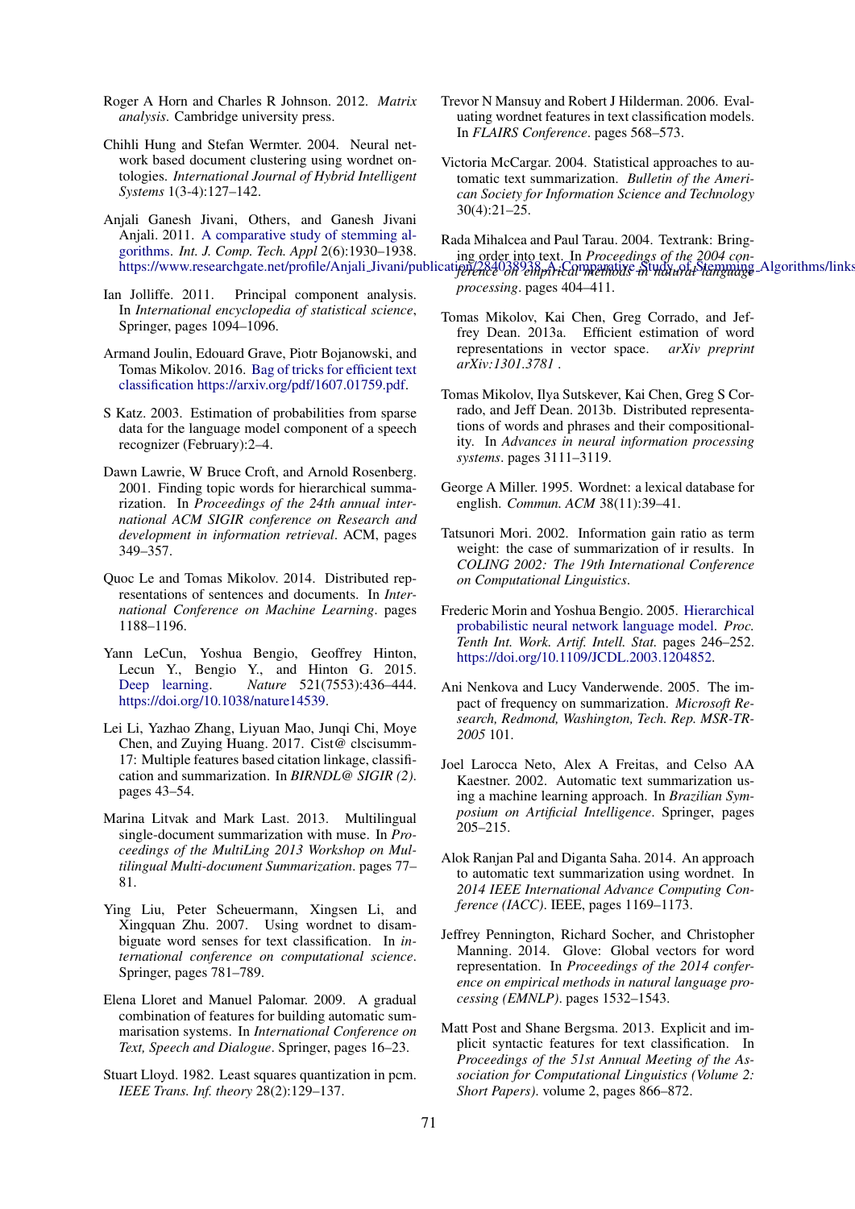Roger A Horn and Charles R Johnson. 2012. *Matrix analysis*. Cambridge university press.

Chihli Hung and Stefan Wermter. 2004. Neural network based document clustering using wordnet ontologies. *International Journal of Hybrid Intelligent Systems* 1(3-4):127–142.

Anjali Ganesh Jivani, Others, and Ganesh Jivani Anjali. 2011. A comparative study of stemming algorithms. *Int. J. Comp. Tech. Appl* 2(6):1930–1938. https://www.researchgate.net/profile/Anjali_Jivani/publication/284038938_A_Comparative_Study_of_Stemming_Algorithms/links

Ian Jolliffe. 2011. Principal component analysis. In *International encyclopedia of statistical science*, Springer, pages 1094–1096.

Armand Joulin, Edouard Grave, Piotr Bojanowski, and Tomas Mikolov. 2016. Bag of tricks for efficient text classification https://arxiv.org/pdf/1607.01759.pdf.

S Katz. 2003. Estimation of probabilities from sparse data for the language model component of a speech recognizer (February):2–4.

Dawn Lawrie, W Bruce Croft, and Arnold Rosenberg. 2001. Finding topic words for hierarchical summarization. In *Proceedings of the 24th annual international ACM SIGIR conference on Research and development in information retrieval*. ACM, pages 349–357.

Quoc Le and Tomas Mikolov. 2014. Distributed representations of sentences and documents. In *International Conference on Machine Learning*. pages 1188–1196.

Yann LeCun, Yoshua Bengio, Geoffrey Hinton, Lecun Y., Bengio Y., and Hinton G. 2015. Deep learning. *Nature* 521(7553):436–444. https://doi.org/10.1038/nature14539.

Lei Li, Yazhao Zhang, Liyuan Mao, Junqi Chi, Moye Chen, and Zuying Huang. 2017. Cist@ clscisumm-17: Multiple features based citation linkage, classification and summarization. In *BIRNDL@ SIGIR (2)*. pages 43–54.

Marina Litvak and Mark Last. 2013. Multilingual single-document summarization with muse. In *Proceedings of the MultiLing 2013 Workshop on Multilingual Multi-document Summarization*. pages 77–81.

Ying Liu, Peter Scheuermann, Xingsen Li, and Xingquan Zhu. 2007. Using wordnet to disambiguate word senses for text classification. In *international conference on computational science*. Springer, pages 781–789.

Elena Lloret and Manuel Palomar. 2009. A gradual combination of features for building automatic summarisation systems. In *International Conference on Text, Speech and Dialogue*. Springer, pages 16–23.

Stuart Lloyd. 1982. Least squares quantization in pcm. *IEEE Trans. Inf. theory* 28(2):129–137.

Trevor N Mansuy and Robert J Hilderman. 2006. Evaluating wordnet features in text classification models. In *FLAIRS Conference*. pages 568–573.

Victoria McCargar. 2004. Statistical approaches to automatic text summarization. *Bulletin of the American Society for Information Science and Technology* 30(4):21–25.

Rada Mihalcea and Paul Tarau. 2004. Textrank: Bringing order into text. In *Proceedings of the 2004 conference on empirical methods in natural language processing*. pages 404–411.

Tomas Mikolov, Kai Chen, Greg Corrado, and Jeffrey Dean. 2013a. Efficient estimation of word representations in vector space. *arXiv preprint arXiv:1301.3781* .

Tomas Mikolov, Ilya Sutskever, Kai Chen, Greg S Corrado, and Jeff Dean. 2013b. Distributed representations of words and phrases and their compositionality. In *Advances in neural information processing systems*. pages 3111–3119.

George A Miller. 1995. Wordnet: a lexical database for english. *Commun. ACM* 38(11):39–41.

Tatsunori Mori. 2002. Information gain ratio as term weight: the case of summarization of ir results. In *COLING 2002: The 19th International Conference on Computational Linguistics*.

Frederic Morin and Yoshua Bengio. 2005. Hierarchical probabilistic neural network language model. *Proc. Tenth Int. Work. Artif. Intell. Stat.* pages 246–252. https://doi.org/10.1109/JCDL.2003.1204852.

Ani Nenkova and Lucy Vanderwende. 2005. The impact of frequency on summarization. *Microsoft Research, Redmond, Washington, Tech. Rep. MSR-TR-2005* 101.

Joel Larocca Neto, Alex A Freitas, and Celso AA Kaestner. 2002. Automatic text summarization using a machine learning approach. In *Brazilian Symposium on Artificial Intelligence*. Springer, pages 205–215.

Alok Ranjan Pal and Diganta Saha. 2014. An approach to automatic text summarization using wordnet. In *2014 IEEE International Advance Computing Conference (IACC)*. IEEE, pages 1169–1173.

Jeffrey Pennington, Richard Socher, and Christopher Manning. 2014. Glove: Global vectors for word representation. In *Proceedings of the 2014 conference on empirical methods in natural language processing (EMNLP)*. pages 1532–1543.

Matt Post and Shane Bergsma. 2013. Explicit and implicit syntactic features for text classification. In *Proceedings of the 51st Annual Meeting of the Association for Computational Linguistics (Volume 2: Short Papers)*. volume 2, pages 866–872.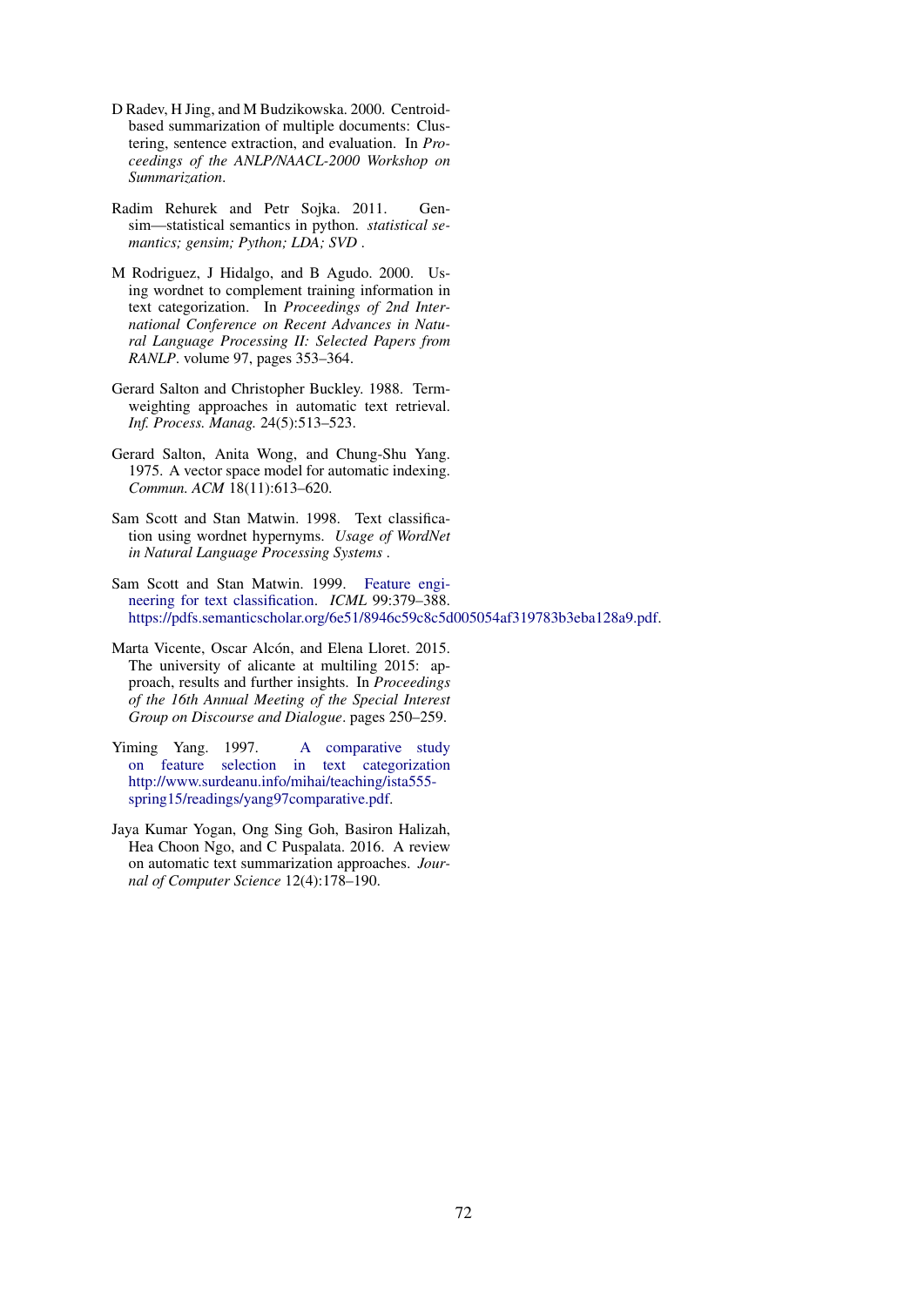D Radev, H Jing, and M Budzikowska. 2000. Centroid-based summarization of multiple documents: Clustering, sentence extraction, and evaluation. In *Proceedings of the ANLP/NAACL-2000 Workshop on Summarization*.

Radim Rehurek and Petr Sojka. 2011. Gensim—statistical semantics in python. *statistical semantics; gensim; Python; LDA; SVD* .

M Rodriguez, J Hidalgo, and B Agudo. 2000. Using wordnet to complement training information in text categorization. In *Proceedings of 2nd International Conference on Recent Advances in Natural Language Processing II: Selected Papers from RANLP*. volume 97, pages 353–364.

Gerard Salton and Christopher Buckley. 1988. Term-weighting approaches in automatic text retrieval. *Inf. Process. Manag.* 24(5):513–523.

Gerard Salton, Anita Wong, and Chung-Shu Yang. 1975. A vector space model for automatic indexing. *Commun. ACM* 18(11):613–620.

Sam Scott and Stan Matwin. 1998. Text classification using wordnet hypernyms. *Usage of WordNet in Natural Language Processing Systems* .

Sam Scott and Stan Matwin. 1999. Feature engineering for text classification. *ICML* 99:379–388. https://pdfs.semanticscholar.org/6e51/8946c59c8c5d005054af319783b3eba128a9.pdf.

Marta Vicente, Oscar Alcón, and Elena Lloret. 2015. The university of alicante at multiling 2015: approach, results and further insights. In *Proceedings of the 16th Annual Meeting of the Special Interest Group on Discourse and Dialogue*. pages 250–259.

Yiming Yang. 1997. A comparative study on feature selection in text categorization http://www.surdeanu.info/mihai/teaching/ista555-spring15/readings/yang97comparative.pdf.

Jaya Kumar Yogan, Ong Sing Goh, Basiron Halizah, Hea Choon Ngo, and C Puspalata. 2016. A review on automatic text summarization approaches. *Journal of Computer Science* 12(4):178–190.